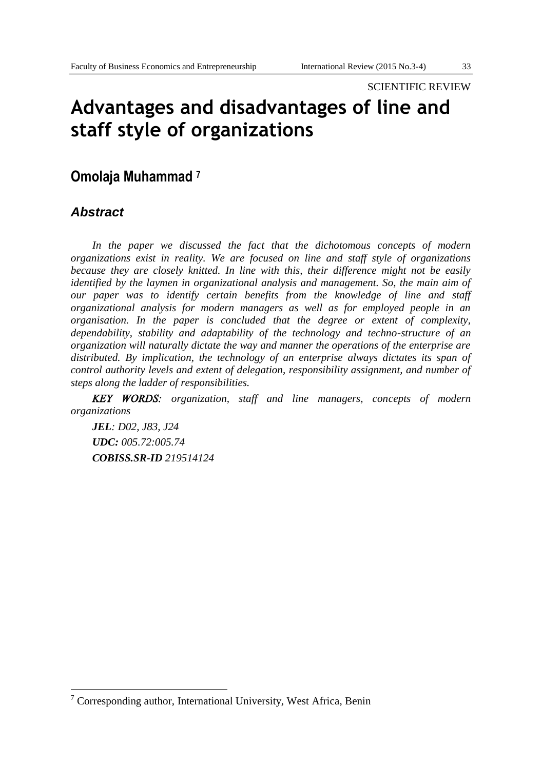SCIENTIFIC REVIEW

# Advantages and disadvantages of line and staff style of organizations

## Omolaja Muhammad [7]

### *Abstract*

*In the paper we discussed the fact that the dichotomous concepts of modern organizations exist in reality. We are focused on line and staff style of organizations because they are closely knitted. In line with this, their difference might not be easily identified by the laymen in organizational analysis and management. So, the main aim of our paper was to identify certain benefits from the knowledge of line and staff organizational analysis for modern managers as well as for employed people in an organisation. In the paper is concluded that the degree or extent of complexity, dependability, stability and adaptability of the technology and techno-structure of an organization will naturally dictate the way and manner the operations of the enterprise are distributed. By implication, the technology of an enterprise always dictates its span of control authority levels and extent of delegation, responsibility assignment, and number of steps along the ladder of responsibilities.*

***KEY WORDS****: organization, staff and line managers, concepts of modern organizations*

***JEL****: D02, J83, J24*

***UDC:*** *005.72:005.74*

***COBISS.SR-ID*** *219514124*

---

[7] Corresponding author, International University, West Africa, Benin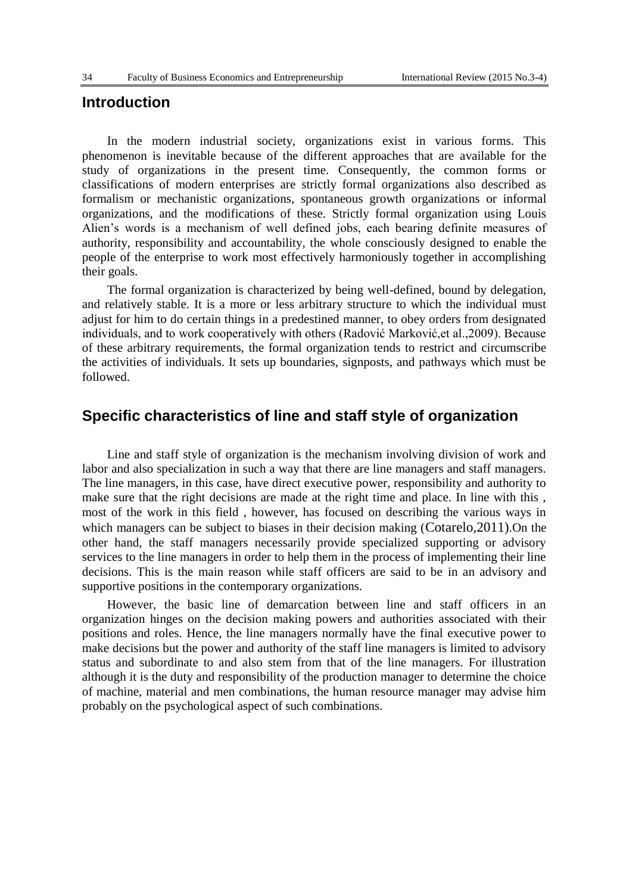## Introduction

In the modern industrial society, organizations exist in various forms. This phenomenon is inevitable because of the different approaches that are available for the study of organizations in the present time. Consequently, the common forms or classifications of modern enterprises are strictly formal organizations also described as formalism or mechanistic organizations, spontaneous growth organizations or informal organizations, and the modifications of these. Strictly formal organization using Louis Alien's words is a mechanism of well defined jobs, each bearing definite measures of authority, responsibility and accountability, the whole consciously designed to enable the people of the enterprise to work most effectively harmoniously together in accomplishing their goals.

The formal organization is characterized by being well-defined, bound by delegation, and relatively stable. It is a more or less arbitrary structure to which the individual must adjust for him to do certain things in a predestined manner, to obey orders from designated individuals, and to work cooperatively with others (Radović Marković,et al.,2009). Because of these arbitrary requirements, the formal organization tends to restrict and circumscribe the activities of individuals. It sets up boundaries, signposts, and pathways which must be followed.

## Specific characteristics of line and staff style of organization

Line and staff style of organization is the mechanism involving division of work and labor and also specialization in such a way that there are line managers and staff managers. The line managers, in this case, have direct executive power, responsibility and authority to make sure that the right decisions are made at the right time and place. In line with this , most of the work in this field , however, has focused on describing the various ways in which managers can be subject to biases in their decision making (Cotarelo,2011).On the other hand, the staff managers necessarily provide specialized supporting or advisory services to the line managers in order to help them in the process of implementing their line decisions. This is the main reason while staff officers are said to be in an advisory and supportive positions in the contemporary organizations.

However, the basic line of demarcation between line and staff officers in an organization hinges on the decision making powers and authorities associated with their positions and roles. Hence, the line managers normally have the final executive power to make decisions but the power and authority of the staff line managers is limited to advisory status and subordinate to and also stem from that of the line managers. For illustration although it is the duty and responsibility of the production manager to determine the choice of machine, material and men combinations, the human resource manager may advise him probably on the psychological aspect of such combinations.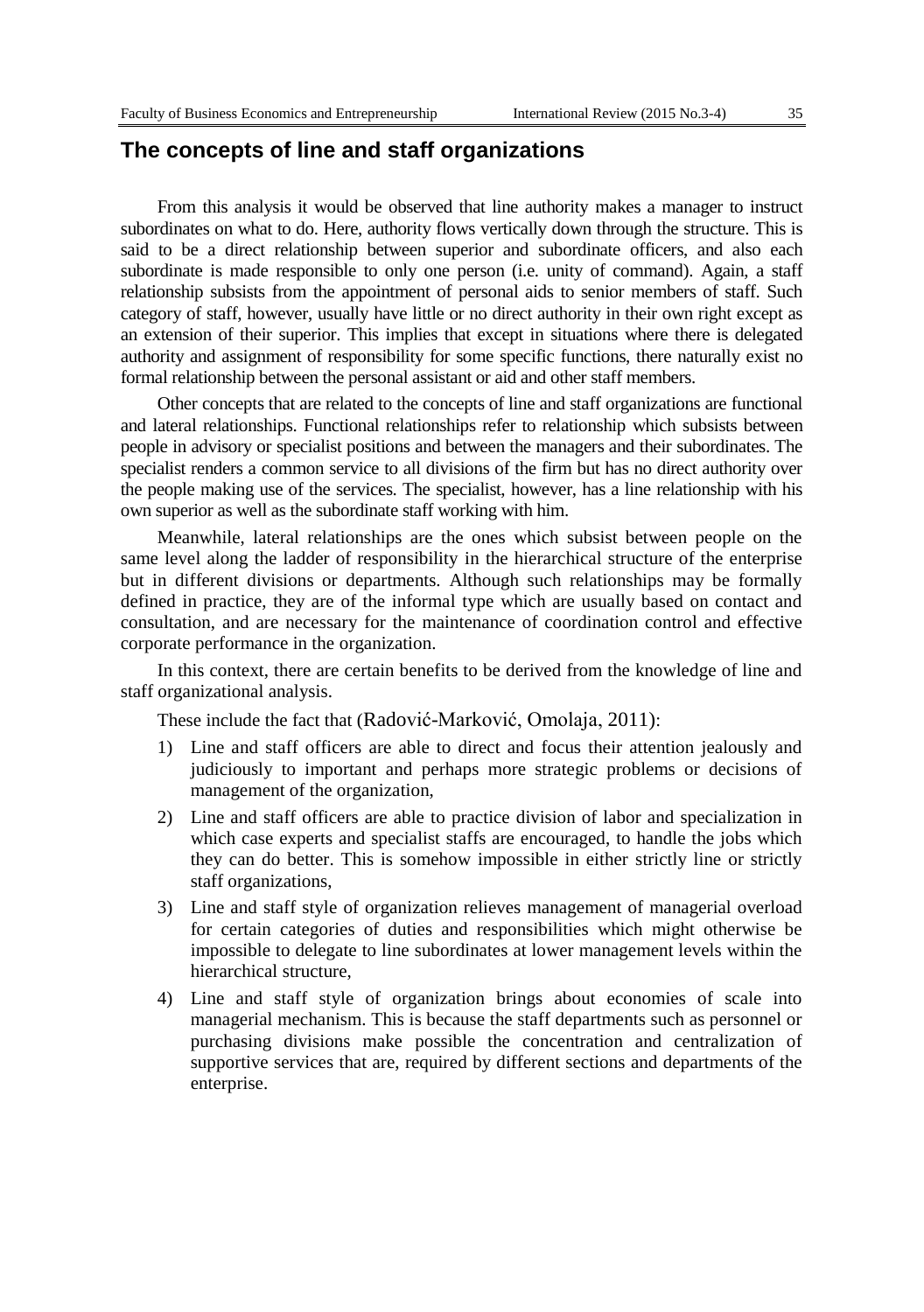## The concepts of line and staff organizations

From this analysis it would be observed that line authority makes a manager to instruct subordinates on what to do. Here, authority flows vertically down through the structure. This is said to be a direct relationship between superior and subordinate officers, and also each subordinate is made responsible to only one person (i.e. unity of command). Again, a staff relationship subsists from the appointment of personal aids to senior members of staff. Such category of staff, however, usually have little or no direct authority in their own right except as an extension of their superior. This implies that except in situations where there is delegated authority and assignment of responsibility for some specific functions, there naturally exist no formal relationship between the personal assistant or aid and other staff members.

Other concepts that are related to the concepts of line and staff organizations are functional and lateral relationships. Functional relationships refer to relationship which subsists between people in advisory or specialist positions and between the managers and their subordinates. The specialist renders a common service to all divisions of the firm but has no direct authority over the people making use of the services. The specialist, however, has a line relationship with his own superior as well as the subordinate staff working with him.

Meanwhile, lateral relationships are the ones which subsist between people on the same level along the ladder of responsibility in the hierarchical structure of the enterprise but in different divisions or departments. Although such relationships may be formally defined in practice, they are of the informal type which are usually based on contact and consultation, and are necessary for the maintenance of coordination control and effective corporate performance in the organization.

In this context, there are certain benefits to be derived from the knowledge of line and staff organizational analysis.

These include the fact that (Radović-Marković, Omolaja, 2011):

1) Line and staff officers are able to direct and focus their attention jealously and judiciously to important and perhaps more strategic problems or decisions of management of the organization,
2) Line and staff officers are able to practice division of labor and specialization in which case experts and specialist staffs are encouraged, to handle the jobs which they can do better. This is somehow impossible in either strictly line or strictly staff organizations,
3) Line and staff style of organization relieves management of managerial overload for certain categories of duties and responsibilities which might otherwise be impossible to delegate to line subordinates at lower management levels within the hierarchical structure,
4) Line and staff style of organization brings about economies of scale into managerial mechanism. This is because the staff departments such as personnel or purchasing divisions make possible the concentration and centralization of supportive services that are, required by different sections and departments of the enterprise.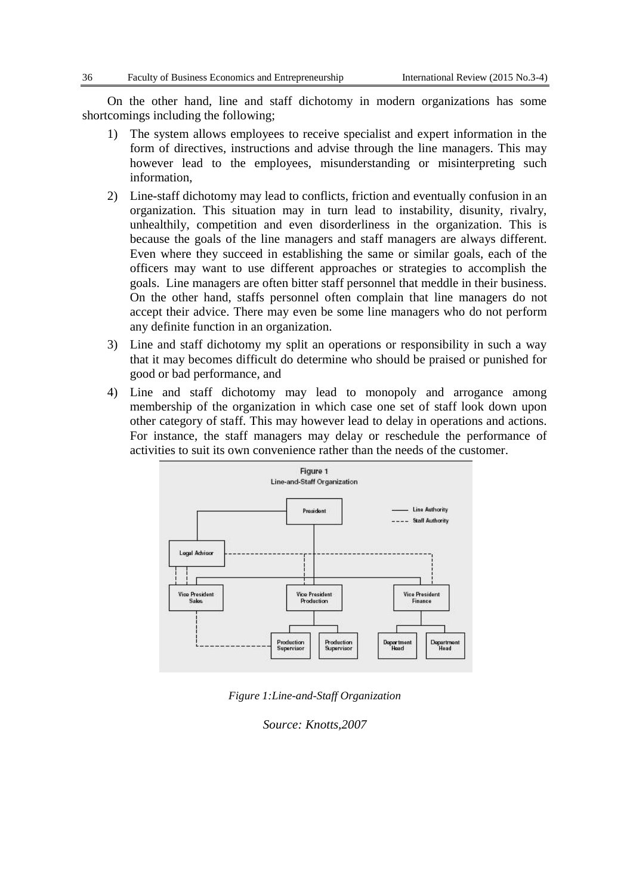On the other hand, line and staff dichotomy in modern organizations has some shortcomings including the following;

1) The system allows employees to receive specialist and expert information in the form of directives, instructions and advise through the line managers. This may however lead to the employees, misunderstanding or misinterpreting such information,
2) Line-staff dichotomy may lead to conflicts, friction and eventually confusion in an organization. This situation may in turn lead to instability, disunity, rivalry, unhealthily, competition and even disorderliness in the organization. This is because the goals of the line managers and staff managers are always different. Even where they succeed in establishing the same or similar goals, each of the officers may want to use different approaches or strategies to accomplish the goals. Line managers are often bitter staff personnel that meddle in their business. On the other hand, staffs personnel often complain that line managers do not accept their advice. There may even be some line managers who do not perform any definite function in an organization.
3) Line and staff dichotomy my split an operations or responsibility in such a way that it may becomes difficult do determine who should be praised or punished for good or bad performance, and
4) Line and staff dichotomy may lead to monopoly and arrogance among membership of the organization in which case one set of staff look down upon other category of staff. This may however lead to delay in operations and actions. For instance, the staff managers may delay or reschedule the performance of activities to suit its own convenience rather than the needs of the customer.

*Figure 1:Line-and-Staff Organization*

*Source: Knotts,2007*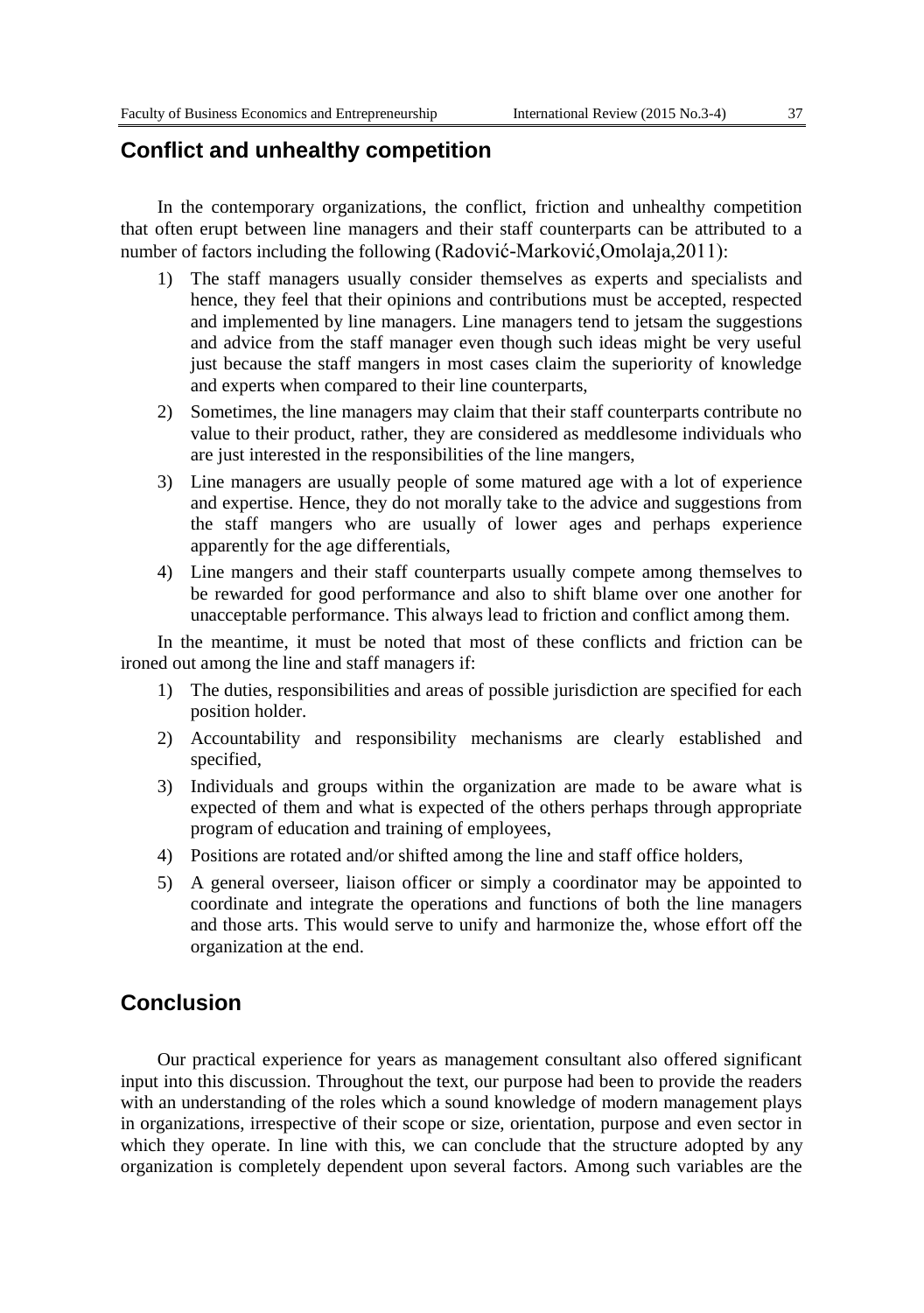## Conflict and unhealthy competition

In the contemporary organizations, the conflict, friction and unhealthy competition that often erupt between line managers and their staff counterparts can be attributed to a number of factors including the following (Radović-Marković,Omolaja,2011):

1) The staff managers usually consider themselves as experts and specialists and hence, they feel that their opinions and contributions must be accepted, respected and implemented by line managers. Line managers tend to jetsam the suggestions and advice from the staff manager even though such ideas might be very useful just because the staff mangers in most cases claim the superiority of knowledge and experts when compared to their line counterparts,
2) Sometimes, the line managers may claim that their staff counterparts contribute no value to their product, rather, they are considered as meddlesome individuals who are just interested in the responsibilities of the line mangers,
3) Line managers are usually people of some matured age with a lot of experience and expertise. Hence, they do not morally take to the advice and suggestions from the staff mangers who are usually of lower ages and perhaps experience apparently for the age differentials,
4) Line mangers and their staff counterparts usually compete among themselves to be rewarded for good performance and also to shift blame over one another for unacceptable performance. This always lead to friction and conflict among them.

In the meantime, it must be noted that most of these conflicts and friction can be ironed out among the line and staff managers if:

1) The duties, responsibilities and areas of possible jurisdiction are specified for each position holder.
2) Accountability and responsibility mechanisms are clearly established and specified,
3) Individuals and groups within the organization are made to be aware what is expected of them and what is expected of the others perhaps through appropriate program of education and training of employees,
4) Positions are rotated and/or shifted among the line and staff office holders,
5) A general overseer, liaison officer or simply a coordinator may be appointed to coordinate and integrate the operations and functions of both the line managers and those arts. This would serve to unify and harmonize the, whose effort off the organization at the end.

## Conclusion

Our practical experience for years as management consultant also offered significant input into this discussion. Throughout the text, our purpose had been to provide the readers with an understanding of the roles which a sound knowledge of modern management plays in organizations, irrespective of their scope or size, orientation, purpose and even sector in which they operate. In line with this, we can conclude that the structure adopted by any organization is completely dependent upon several factors. Among such variables are the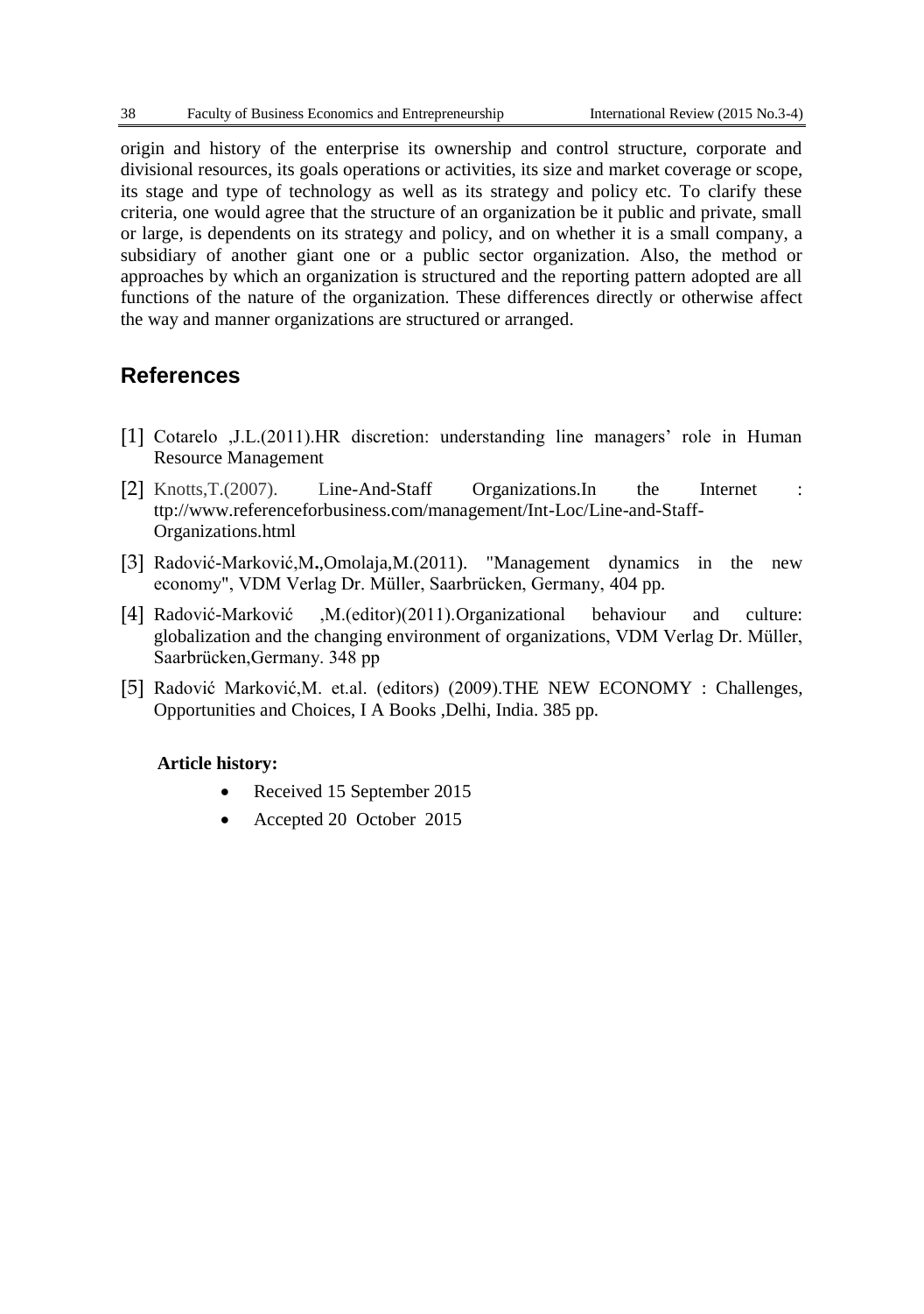origin and history of the enterprise its ownership and control structure, corporate and divisional resources, its goals operations or activities, its size and market coverage or scope, its stage and type of technology as well as its strategy and policy etc. To clarify these criteria, one would agree that the structure of an organization be it public and private, small or large, is dependents on its strategy and policy, and on whether it is a small company, a subsidiary of another giant one or a public sector organization. Also, the method or approaches by which an organization is structured and the reporting pattern adopted are all functions of the nature of the organization. These differences directly or otherwise affect the way and manner organizations are structured or arranged.

## References

[1] Cotarelo ,J.L.(2011).HR discretion: understanding line managers' role in Human Resource Management

[2] Knotts,T.(2007). Line-And-Staff Organizations.In the Internet : ttp://www.referenceforbusiness.com/management/Int-Loc/Line-and-Staff-Organizations.html

[3] Radović-Marković,M.,Omolaja,M.(2011). "Management dynamics in the new economy", VDM Verlag Dr. Müller, Saarbrücken, Germany, 404 pp.

[4] Radović-Marković ,M.(editor)(2011).Organizational behaviour and culture: globalization and the changing environment of organizations, VDM Verlag Dr. Müller, Saarbrücken,Germany. 348 pp

[5] Radović Marković,M. et.al. (editors) (2009).THE NEW ECONOMY : Challenges, Opportunities and Choices, I A Books ,Delhi, India. 385 pp.

**Article history:**

- Received 15 September 2015
- Accepted 20 October 2015